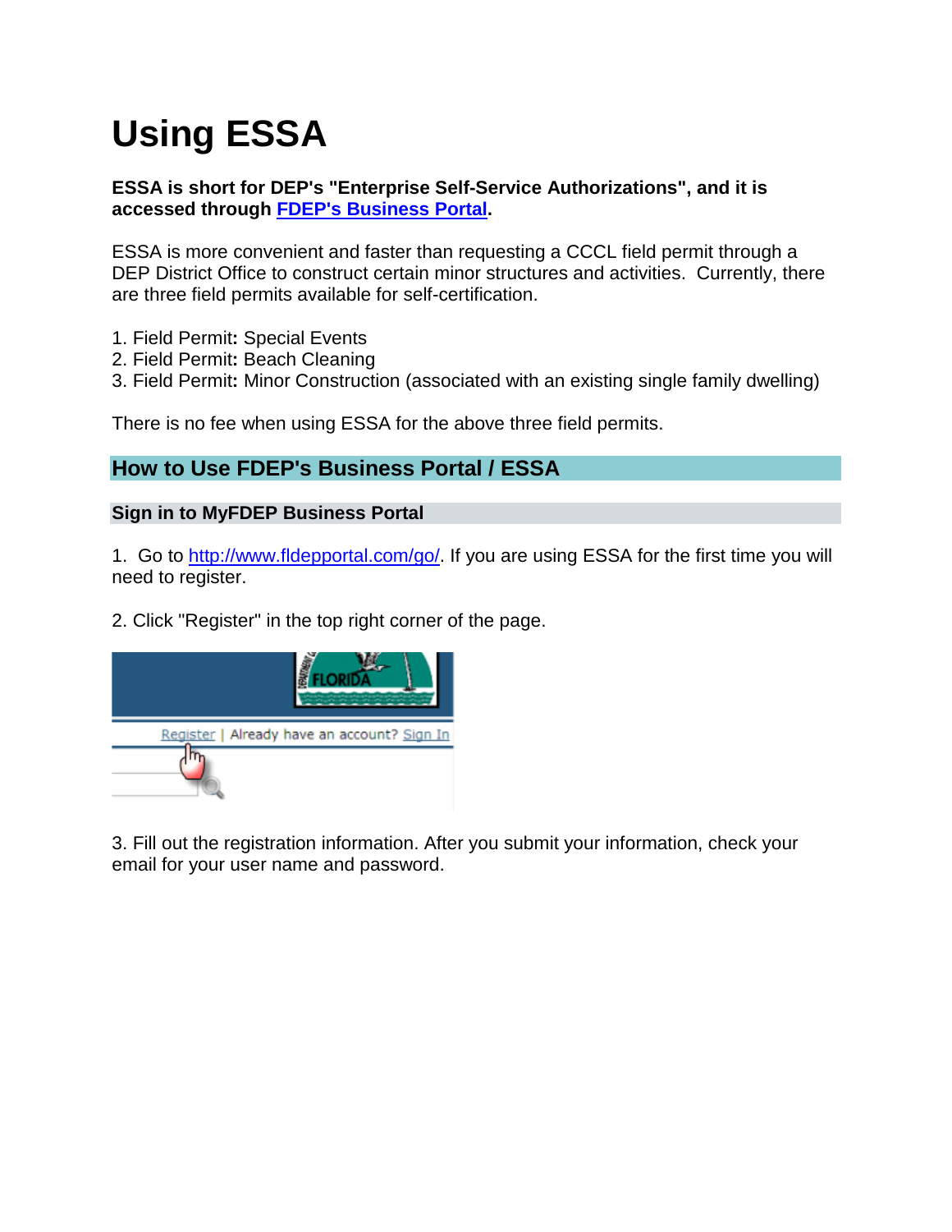# Using ESSA

**ESSA is short for DEP's "Enterprise Self-Service Authorizations", and it is accessed through [FDEP's Business Portal](http://www.fldepportal.com/go/).**

ESSA is more convenient and faster than requesting a CCCL field permit through a DEP District Office to construct certain minor structures and activities. Currently, there are three field permits available for self-certification.

1. Field Permit**:** Special Events
2. Field Permit**:** Beach Cleaning
3. Field Permit**:** Minor Construction (associated with an existing single family dwelling)

There is no fee when using ESSA for the above three field permits.

## How to Use FDEP's Business Portal / ESSA

### Sign in to MyFDEP Business Portal

1. Go to [http://www.fldepportal.com/go/](http://www.fldepportal.com/go/). If you are using ESSA for the first time you will need to register.

2. Click "Register" in the top right corner of the page.

3. Fill out the registration information. After you submit your information, check your email for your user name and password.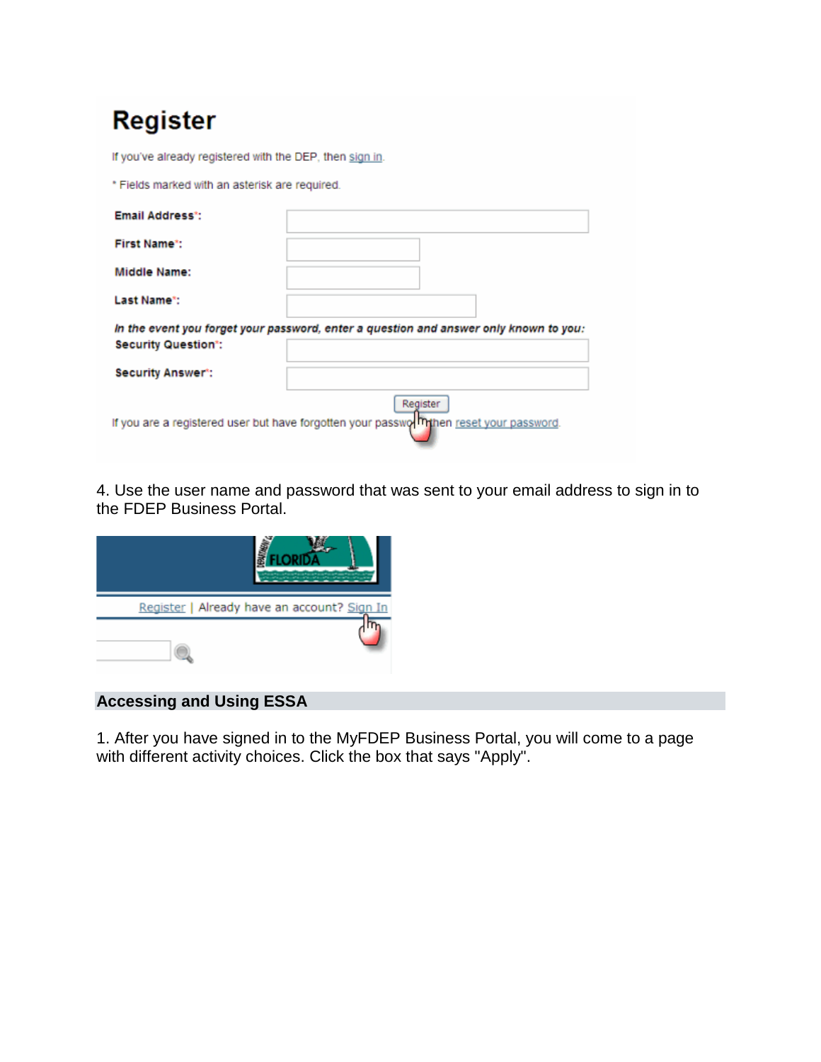# Register

If you've already registered with the DEP, then sign in.

* Fields marked with an asterisk are required.

**Email Address*:**

**First Name*:**

**Middle Name:**

**Last Name*:**

***In the event you forget your password, enter a question and answer only known to you:***

**Security Question*:**

**Security Answer*:**

Register

If you are a registered user but have forgotten your password, then reset your password.

4. Use the user name and password that was sent to your email address to sign in to the FDEP Business Portal.

FLORIDA

Register | Already have an account? Sign In

## Accessing and Using ESSA

1. After you have signed in to the MyFDEP Business Portal, you will come to a page with different activity choices. Click the box that says "Apply".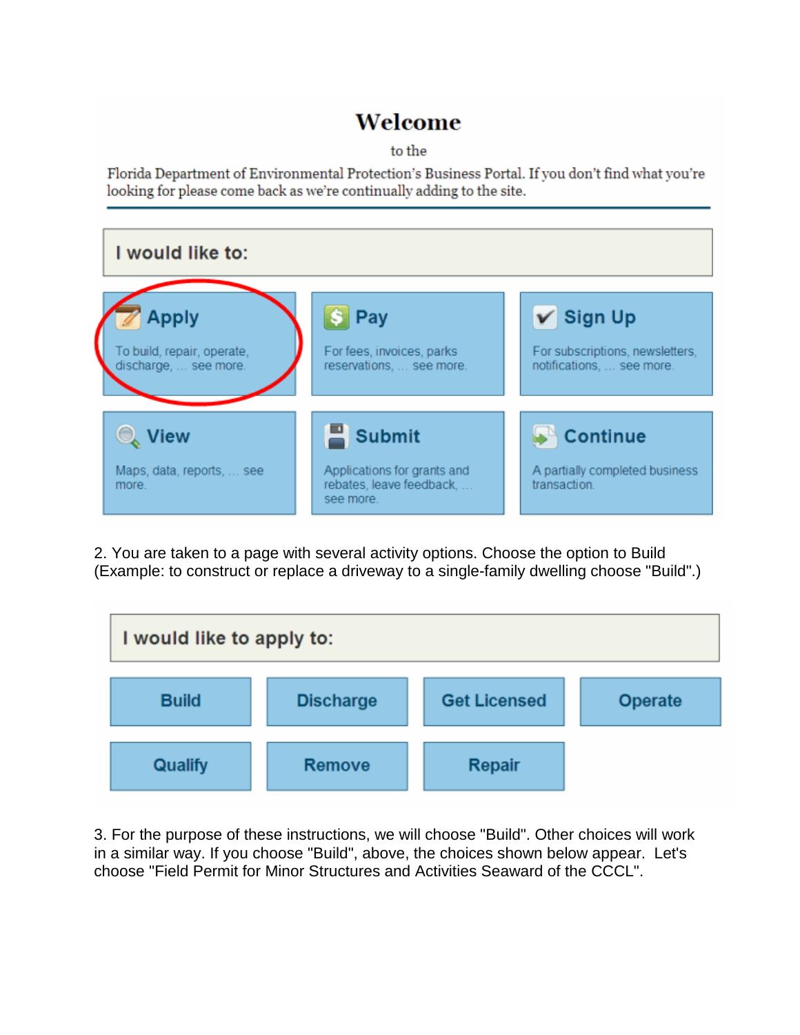# Welcome

to the

Florida Department of Environmental Protection's Business Portal. If you don't find what you're looking for please come back as we're continually adding to the site.

**I would like to:**

| | | |
|---|---|---|
| **Apply** To build, repair, operate, discharge, ... see more. | **Pay** For fees, invoices, parks reservations, ... see more. | **Sign Up** For subscriptions, newsletters, notifications, ... see more. |
| **View** Maps, data, reports, ... see more. | **Submit** Applications for grants and rebates, leave feedback, ... see more. | **Continue** A partially completed business transaction. |

2. You are taken to a page with several activity options. Choose the option to Build (Example: to construct or replace a driveway to a single-family dwelling choose "Build".)

**I would like to apply to:**

| | | | |
|---|---|---|---|
| Build | Discharge | Get Licensed | Operate |
| Qualify | Remove | Repair | |

3. For the purpose of these instructions, we will choose "Build". Other choices will work in a similar way. If you choose "Build", above, the choices shown below appear. Let's choose "Field Permit for Minor Structures and Activities Seaward of the CCCL".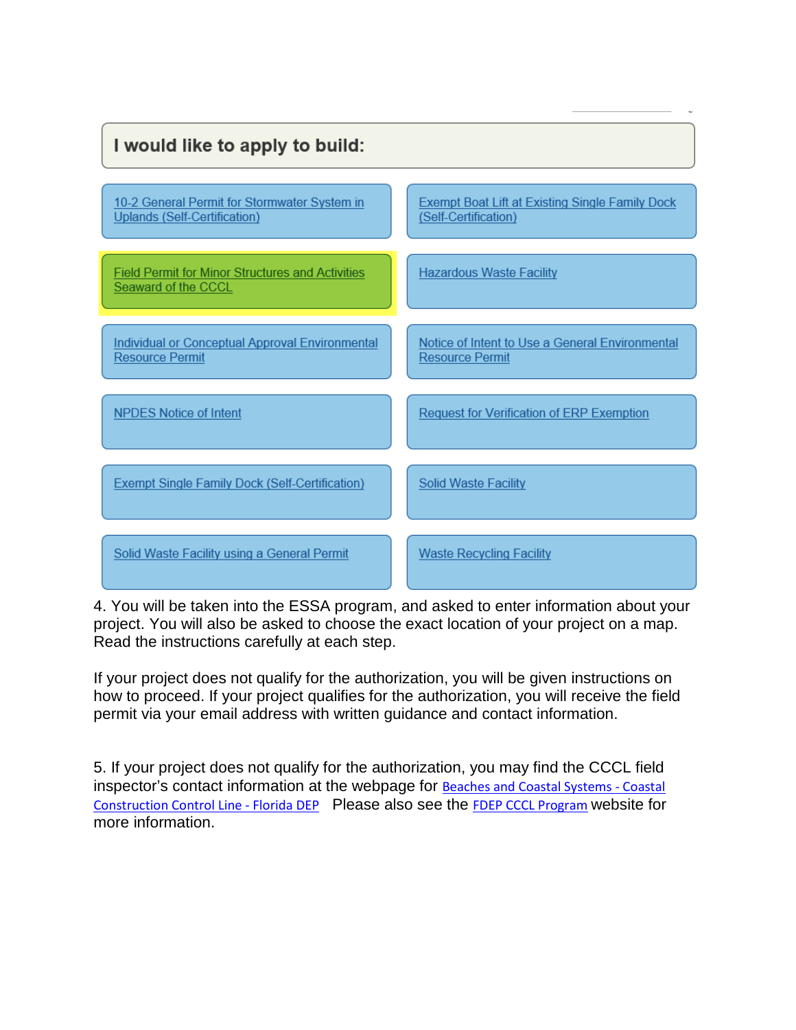**I would like to apply to build:**

- 10-2 General Permit for Stormwater System in Uplands (Self-Certification)
- Exempt Boat Lift at Existing Single Family Dock (Self-Certification)
- Field Permit for Minor Structures and Activities Seaward of the CCCL
- Hazardous Waste Facility
- Individual or Conceptual Approval Environmental Resource Permit
- Notice of Intent to Use a General Environmental Resource Permit
- NPDES Notice of Intent
- Request for Verification of ERP Exemption
- Exempt Single Family Dock (Self-Certification)
- Solid Waste Facility
- Solid Waste Facility using a General Permit
- Waste Recycling Facility

4. You will be taken into the ESSA program, and asked to enter information about your project. You will also be asked to choose the exact location of your project on a map. Read the instructions carefully at each step.

If your project does not qualify for the authorization, you will be given instructions on how to proceed. If your project qualifies for the authorization, you will receive the field permit via your email address with written guidance and contact information.

5. If your project does not qualify for the authorization, you may find the CCCL field inspector's contact information at the webpage for Beaches and Coastal Systems - Coastal Construction Control Line - Florida DEP  Please also see the FDEP CCCL Program website for more information.